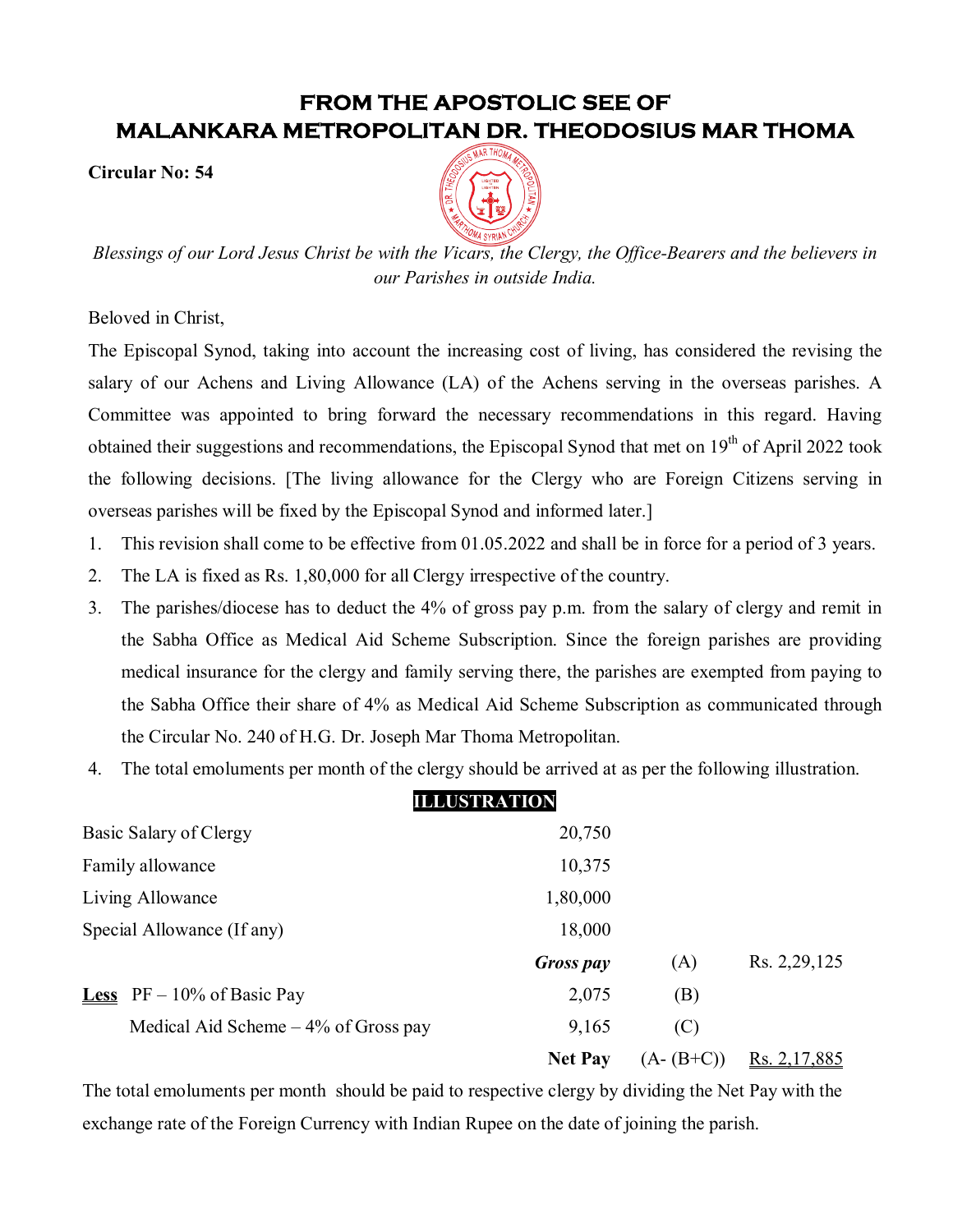# FROM THE APOSTOLIC SEE OF
# MALANKARA METROPOLITAN DR. THEODOSIUS MAR THOMA

**Circular No: 54**

*Blessings of our Lord Jesus Christ be with the Vicars, the Clergy, the Office-Bearers and the believers in our Parishes in outside India.*

Beloved in Christ,

The Episcopal Synod, taking into account the increasing cost of living, has considered the revising the salary of our Achens and Living Allowance (LA) of the Achens serving in the overseas parishes. A Committee was appointed to bring forward the necessary recommendations in this regard. Having obtained their suggestions and recommendations, the Episcopal Synod that met on 19th of April 2022 took the following decisions. [The living allowance for the Clergy who are Foreign Citizens serving in overseas parishes will be fixed by the Episcopal Synod and informed later.]

1. This revision shall come to be effective from 01.05.2022 and shall be in force for a period of 3 years.
2. The LA is fixed as Rs. 1,80,000 for all Clergy irrespective of the country.
3. The parishes/diocese has to deduct the 4% of gross pay p.m. from the salary of clergy and remit in the Sabha Office as Medical Aid Scheme Subscription. Since the foreign parishes are providing medical insurance for the clergy and family serving there, the parishes are exempted from paying to the Sabha Office their share of 4% as Medical Aid Scheme Subscription as communicated through the Circular No. 240 of H.G. Dr. Joseph Mar Thoma Metropolitan.
4. The total emoluments per month of the clergy should be arrived at as per the following illustration.

**ILLUSTRATION**

| | | | |
|---|---|---|---|
| Basic Salary of Clergy | 20,750 | | |
| Family allowance | 10,375 | | |
| Living Allowance | 1,80,000 | | |
| Special Allowance (If any) | 18,000 | | |
| | ***Gross pay*** | (A) | Rs. 2,29,125 |
| **Less** PF – 10% of Basic Pay | 2,075 | (B) | |
| Medical Aid Scheme – 4% of Gross pay | 9,165 | (C) | |
| | **Net Pay** | (A- (B+C)) | Rs. 2,17,885 |

The total emoluments per month should be paid to respective clergy by dividing the Net Pay with the exchange rate of the Foreign Currency with Indian Rupee on the date of joining the parish.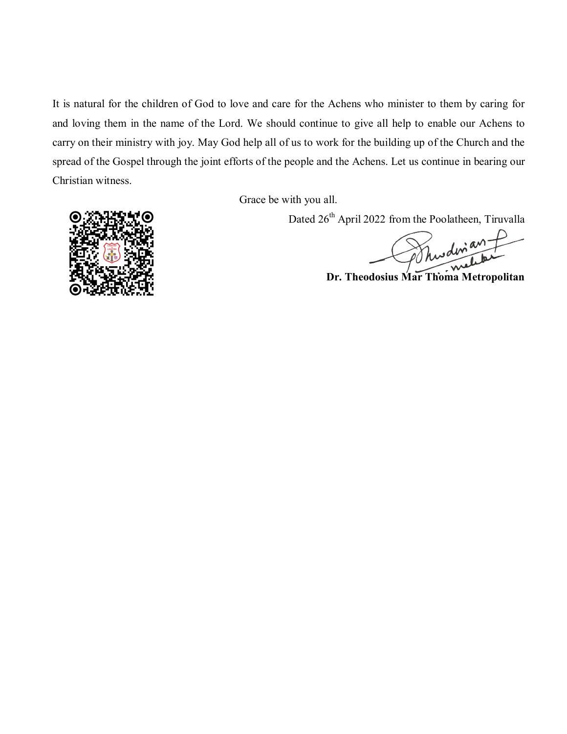It is natural for the children of God to love and care for the Achens who minister to them by caring for and loving them in the name of the Lord. We should continue to give all help to enable our Achens to carry on their ministry with joy. May God help all of us to work for the building up of the Church and the spread of the Gospel through the joint efforts of the people and the Achens. Let us continue in bearing our Christian witness.

Grace be with you all.

Dated 26th April 2022 from the Poolatheen, Tiruvalla

**Dr. Theodosius Mar Thoma Metropolitan**